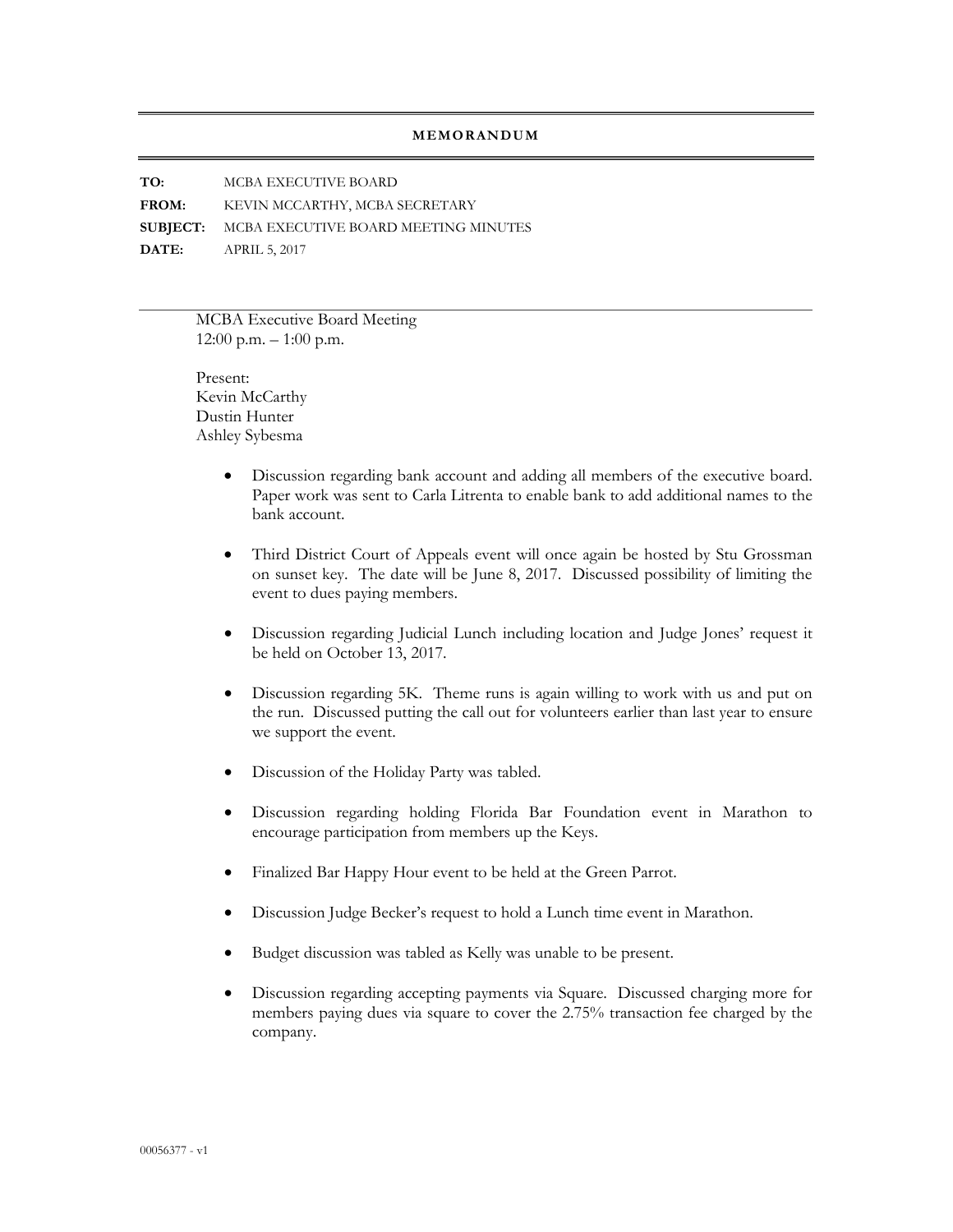# MEMORANDUM

**TO:** MCBA EXECUTIVE BOARD
**FROM:** KEVIN MCCARTHY, MCBA SECRETARY
**SUBJECT:** MCBA EXECUTIVE BOARD MEETING MINUTES
**DATE:** APRIL 5, 2017

---

MCBA Executive Board Meeting
12:00 p.m. – 1:00 p.m.

Present:
Kevin McCarthy
Dustin Hunter
Ashley Sybesma

- Discussion regarding bank account and adding all members of the executive board. Paper work was sent to Carla Litrenta to enable bank to add additional names to the bank account.
- Third District Court of Appeals event will once again be hosted by Stu Grossman on sunset key. The date will be June 8, 2017. Discussed possibility of limiting the event to dues paying members.
- Discussion regarding Judicial Lunch including location and Judge Jones' request it be held on October 13, 2017.
- Discussion regarding 5K. Theme runs is again willing to work with us and put on the run. Discussed putting the call out for volunteers earlier than last year to ensure we support the event.
- Discussion of the Holiday Party was tabled.
- Discussion regarding holding Florida Bar Foundation event in Marathon to encourage participation from members up the Keys.
- Finalized Bar Happy Hour event to be held at the Green Parrot.
- Discussion Judge Becker's request to hold a Lunch time event in Marathon.
- Budget discussion was tabled as Kelly was unable to be present.
- Discussion regarding accepting payments via Square. Discussed charging more for members paying dues via square to cover the 2.75% transaction fee charged by the company.

00056377 - v1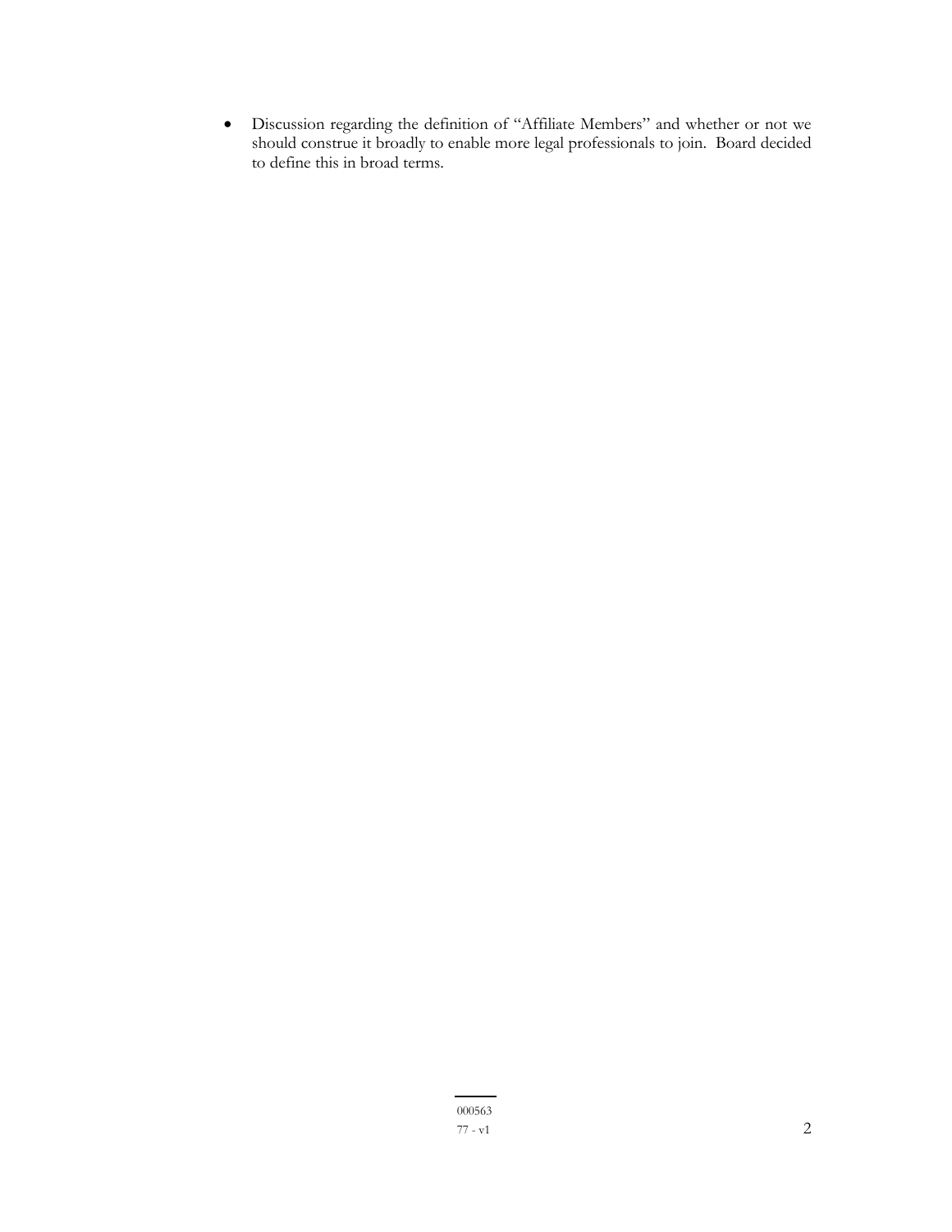- Discussion regarding the definition of "Affiliate Members" and whether or not we should construe it broadly to enable more legal professionals to join. Board decided to define this in broad terms.

000563
77 - v1